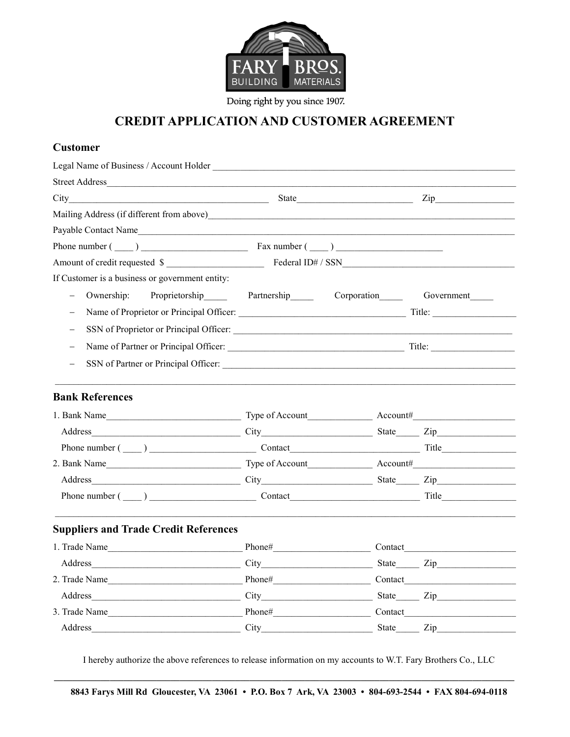FARY BROS. BUILDING MATERIALS

Doing right by you since 1907.

# CREDIT APPLICATION AND CUSTOMER AGREEMENT

## Customer

Legal Name of Business / Account Holder ______________________________________________

Street Address ______________________________________________

City ______________________ State ______________ Zip __________

Mailing Address (if different from above) ______________________________________________

Payable Contact Name ______________________________________________

Phone number ( ____ ) ______________ Fax number ( ____ ) ______________

Amount of credit requested $ ______________ Federal ID# / SSN ______________________

If Customer is a business or government entity:

- Ownership: Proprietorship_____ Partnership_____ Corporation_____ Government_____
- Name of Proprietor or Principal Officer: ______________________ Title: __________
- SSN of Proprietor or Principal Officer: ______________________________________
- Name of Partner or Principal Officer: ______________________ Title: __________
- SSN of Partner or Principal Officer: ______________________________________

---

## Bank References

1. Bank Name ______________ Type of Account __________ Account# ______________
   Address ______________ City ______________ State _____ Zip __________
   Phone number ( ____ ) ______________ Contact ______________ Title __________
2. Bank Name ______________ Type of Account __________ Account# ______________
   Address ______________ City ______________ State _____ Zip __________
   Phone number ( ____ ) ______________ Contact ______________ Title __________

---

## Suppliers and Trade Credit References

1. Trade Name ______________ Phone# ______________ Contact ______________
   Address ______________ City ______________ State _____ Zip __________
2. Trade Name ______________ Phone# ______________ Contact ______________
   Address ______________ City ______________ State _____ Zip __________
3. Trade Name ______________ Phone# ______________ Contact ______________
   Address ______________ City ______________ State _____ Zip __________

I hereby authorize the above references to release information on my accounts to W.T. Fary Brothers Co., LLC

---

**8843 Farys Mill Rd Gloucester, VA 23061 • P.O. Box 7 Ark, VA 23003 • 804-693-2544 • FAX 804-694-0118**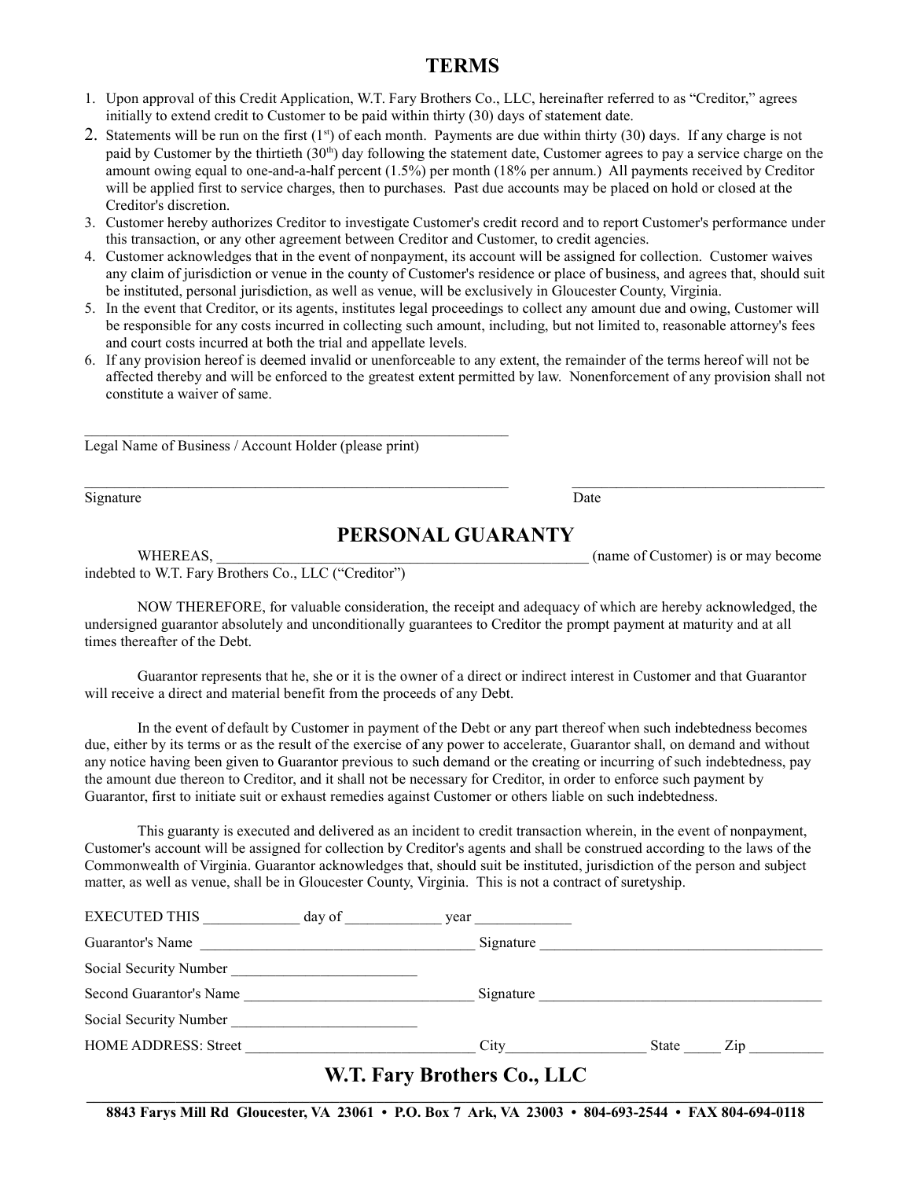## TERMS

1. Upon approval of this Credit Application, W.T. Fary Brothers Co., LLC, hereinafter referred to as "Creditor," agrees initially to extend credit to Customer to be paid within thirty (30) days of statement date.
2. Statements will be run on the first (1st) of each month. Payments are due within thirty (30) days. If any charge is not paid by Customer by the thirtieth (30th) day following the statement date, Customer agrees to pay a service charge on the amount owing equal to one-and-a-half percent (1.5%) per month (18% per annum.) All payments received by Creditor will be applied first to service charges, then to purchases. Past due accounts may be placed on hold or closed at the Creditor's discretion.
3. Customer hereby authorizes Creditor to investigate Customer's credit record and to report Customer's performance under this transaction, or any other agreement between Creditor and Customer, to credit agencies.
4. Customer acknowledges that in the event of nonpayment, its account will be assigned for collection. Customer waives any claim of jurisdiction or venue in the county of Customer's residence or place of business, and agrees that, should suit be instituted, personal jurisdiction, as well as venue, will be exclusively in Gloucester County, Virginia.
5. In the event that Creditor, or its agents, institutes legal proceedings to collect any amount due and owing, Customer will be responsible for any costs incurred in collecting such amount, including, but not limited to, reasonable attorney's fees and court costs incurred at both the trial and appellate levels.
6. If any provision hereof is deemed invalid or unenforceable to any extent, the remainder of the terms hereof will not be affected thereby and will be enforced to the greatest extent permitted by law. Nonenforcement of any provision shall not constitute a waiver of same.

_______________________________________________
Legal Name of Business / Account Holder (please print)

_______________________________________________ _______________________
Signature Date

## PERSONAL GUARANTY

WHEREAS, _______________________________________ (name of Customer) is or may become indebted to W.T. Fary Brothers Co., LLC ("Creditor")

NOW THEREFORE, for valuable consideration, the receipt and adequacy of which are hereby acknowledged, the undersigned guarantor absolutely and unconditionally guarantees to Creditor the prompt payment at maturity and at all times thereafter of the Debt.

Guarantor represents that he, she or it is the owner of a direct or indirect interest in Customer and that Guarantor will receive a direct and material benefit from the proceeds of any Debt.

In the event of default by Customer in payment of the Debt or any part thereof when such indebtedness becomes due, either by its terms or as the result of the exercise of any power to accelerate, Guarantor shall, on demand and without any notice having been given to Guarantor previous to such demand or the creating or incurring of such indebtedness, pay the amount due thereon to Creditor, and it shall not be necessary for Creditor, in order to enforce such payment by Guarantor, first to initiate suit or exhaust remedies against Customer or others liable on such indebtedness.

This guaranty is executed and delivered as an incident to credit transaction wherein, in the event of nonpayment, Customer's account will be assigned for collection by Creditor's agents and shall be construed according to the laws of the Commonwealth of Virginia. Guarantor acknowledges that, should suit be instituted, jurisdiction of the person and subject matter, as well as venue, shall be in Gloucester County, Virginia. This is not a contract of suretyship.

EXECUTED THIS ____________ day of ____________ year ____________

Guarantor's Name ________________________________ Signature ________________________________

Social Security Number ______________________

Second Guarantor's Name ____________________________ Signature ________________________________

Social Security Number ______________________

HOME ADDRESS: Street ___________________________ City_________________ State _____ Zip _________

**W.T. Fary Brothers Co., LLC**

**8843 Farys Mill Rd Gloucester, VA 23061 • P.O. Box 7 Ark, VA 23003 • 804-693-2544 • FAX 804-694-0118**